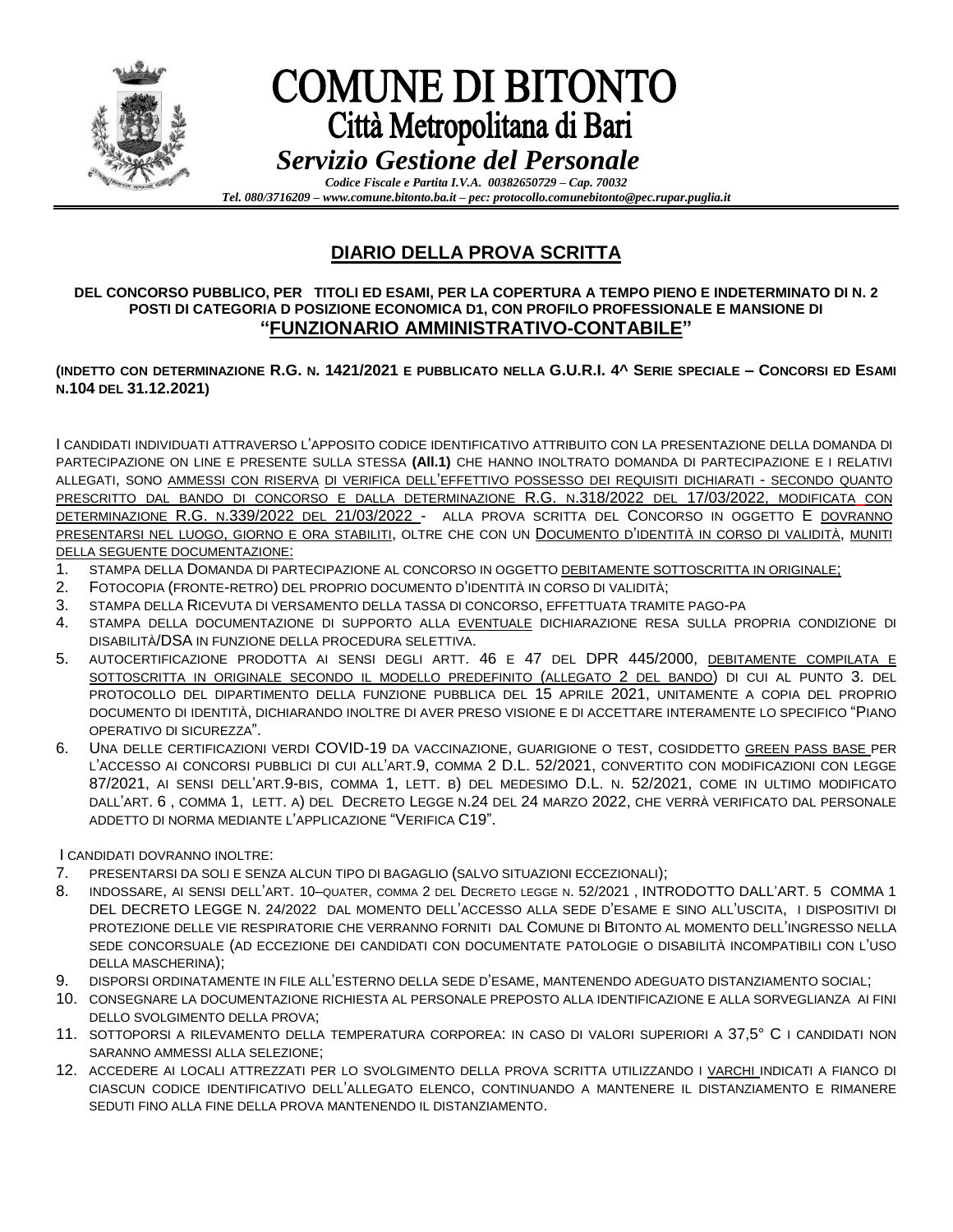# COMUNE DI BITONTO

## Città Metropolitana di Bari

### *Servizio Gestione del Personale*

***Codice Fiscale e Partita I.V.A. 00382650729 – Cap. 70032***

***Tel. 080/3716209 – www.comune.bitonto.ba.it – pec: protocollo.comunebitonto@pec.rupar.puglia.it***

## DIARIO DELLA PROVA SCRITTA

**DEL CONCORSO PUBBLICO, PER TITOLI ED ESAMI, PER LA COPERTURA A TEMPO PIENO E INDETERMINATO DI N. 2 POSTI DI CATEGORIA D POSIZIONE ECONOMICA D1, CON PROFILO PROFESSIONALE E MANSIONE DI "FUNZIONARIO AMMINISTRATIVO-CONTABILE"**

**(INDETTO CON DETERMINAZIONE R.G. N. 1421/2021 E PUBBLICATO NELLA G.U.R.I. 4^ SERIE SPECIALE – CONCORSI ED ESAMI N.104 DEL 31.12.2021)**

I CANDIDATI INDIVIDUATI ATTRAVERSO L'APPOSITO CODICE IDENTIFICATIVO ATTRIBUITO CON LA PRESENTAZIONE DELLA DOMANDA DI PARTECIPAZIONE ON LINE E PRESENTE SULLA STESSA **(All.1)** CHE HANNO INOLTRATO DOMANDA DI PARTECIPAZIONE E I RELATIVI ALLEGATI, SONO AMMESSI CON RISERVA DI VERIFICA DELL'EFFETTIVO POSSESSO DEI REQUISITI DICHIARATI - SECONDO QUANTO PRESCRITTO DAL BANDO DI CONCORSO E DALLA DETERMINAZIONE R.G. N.318/2022 DEL 17/03/2022, MODIFICATA CON DETERMINAZIONE R.G. N.339/2022 DEL 21/03/2022 - ALLA PROVA SCRITTA DEL CONCORSO IN OGGETTO E DOVRANNO PRESENTARSI NEL LUOGO, GIORNO E ORA STABILITI, OLTRE CHE CON UN DOCUMENTO D'IDENTITÀ IN CORSO DI VALIDITÀ, MUNITI DELLA SEGUENTE DOCUMENTAZIONE:

1. STAMPA DELLA DOMANDA DI PARTECIPAZIONE AL CONCORSO IN OGGETTO DEBITAMENTE SOTTOSCRITTA IN ORIGINALE;
2. FOTOCOPIA (FRONTE-RETRO) DEL PROPRIO DOCUMENTO D'IDENTITÀ IN CORSO DI VALIDITÀ;
3. STAMPA DELLA RICEVUTA DI VERSAMENTO DELLA TASSA DI CONCORSO, EFFETTUATA TRAMITE PAGO-PA
4. STAMPA DELLA DOCUMENTAZIONE DI SUPPORTO ALLA EVENTUALE DICHIARAZIONE RESA SULLA PROPRIA CONDIZIONE DI DISABILITÀ/DSA IN FUNZIONE DELLA PROCEDURA SELETTIVA.
5. AUTOCERTIFICAZIONE PRODOTTA AI SENSI DEGLI ARTT. 46 E 47 DEL DPR 445/2000, DEBITAMENTE COMPILATA E SOTTOSCRITTA IN ORIGINALE SECONDO IL MODELLO PREDEFINITO (ALLEGATO 2 DEL BANDO) DI CUI AL PUNTO 3. DEL PROTOCOLLO DEL DIPARTIMENTO DELLA FUNZIONE PUBBLICA DEL 15 APRILE 2021, UNITAMENTE A COPIA DEL PROPRIO DOCUMENTO DI IDENTITÀ, DICHIARANDO INOLTRE DI AVER PRESO VISIONE E DI ACCETTARE INTERAMENTE LO SPECIFICO "PIANO OPERATIVO DI SICUREZZA".
6. UNA DELLE CERTIFICAZIONI VERDI COVID-19 DA VACCINAZIONE, GUARIGIONE O TEST, COSIDDETTO GREEN PASS BASE PER L'ACCESSO AI CONCORSI PUBBLICI DI CUI ALL'ART.9, COMMA 2 D.L. 52/2021, CONVERTITO CON MODIFICAZIONI CON LEGGE 87/2021, AI SENSI DELL'ART.9-BIS, COMMA 1, LETT. B) DEL MEDESIMO D.L. N. 52/2021, COME IN ULTIMO MODIFICATO DALL'ART. 6 , COMMA 1, LETT. A) DEL DECRETO LEGGE N.24 DEL 24 MARZO 2022, CHE VERRÀ VERIFICATO DAL PERSONALE ADDETTO DI NORMA MEDIANTE L'APPLICAZIONE "VERIFICA C19".

I CANDIDATI DOVRANNO INOLTRE:

7. PRESENTARSI DA SOLI E SENZA ALCUN TIPO DI BAGAGLIO (SALVO SITUAZIONI ECCEZIONALI);
8. INDOSSARE, AI SENSI DELL'ART. 10–QUATER, COMMA 2 DEL DECRETO LEGGE N. 52/2021 , INTRODOTTO DALL'ART. 5 COMMA 1 DEL DECRETO LEGGE N. 24/2022 DAL MOMENTO DELL'ACCESSO ALLA SEDE D'ESAME E SINO ALL'USCITA, I DISPOSITIVI DI PROTEZIONE DELLE VIE RESPIRATORIE CHE VERRANNO FORNITI DAL COMUNE DI BITONTO AL MOMENTO DELL'INGRESSO NELLA SEDE CONCORSUALE (AD ECCEZIONE DEI CANDIDATI CON DOCUMENTATE PATOLOGIE O DISABILITÀ INCOMPATIBILI CON L'USO DELLA MASCHERINA);
9. DISPORSI ORDINATAMENTE IN FILE ALL'ESTERNO DELLA SEDE D'ESAME, MANTENENDO ADEGUATO DISTANZIAMENTO SOCIAL;
10. CONSEGNARE LA DOCUMENTAZIONE RICHIESTA AL PERSONALE PREPOSTO ALLA IDENTIFICAZIONE E ALLA SORVEGLIANZA AI FINI DELLO SVOLGIMENTO DELLA PROVA;
11. SOTTOPORSI A RILEVAMENTO DELLA TEMPERATURA CORPOREA: IN CASO DI VALORI SUPERIORI A 37,5° C I CANDIDATI NON SARANNO AMMESSI ALLA SELEZIONE;
12. ACCEDERE AI LOCALI ATTREZZATI PER LO SVOLGIMENTO DELLA PROVA SCRITTA UTILIZZANDO I VARCHI INDICATI A FIANCO DI CIASCUN CODICE IDENTIFICATIVO DELL'ALLEGATO ELENCO, CONTINUANDO A MANTENERE IL DISTANZIAMENTO E RIMANERE SEDUTI FINO ALLA FINE DELLA PROVA MANTENENDO IL DISTANZIAMENTO.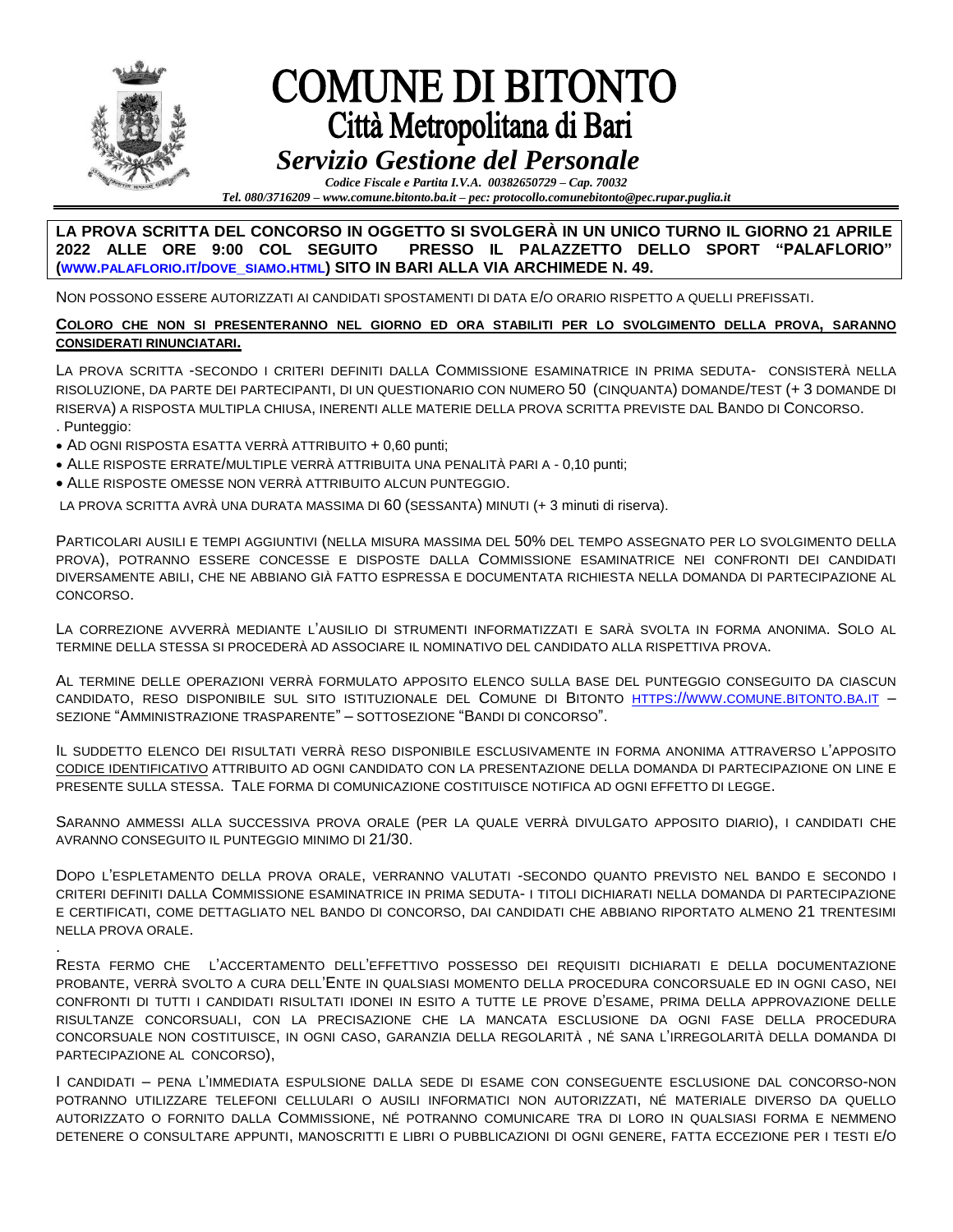# COMUNE DI BITONTO
## Città Metropolitana di Bari
### *Servizio Gestione del Personale*

***Codice Fiscale e Partita I.V.A. 00382650729 – Cap. 70032***
***Tel. 080/3716209 – www.comune.bitonto.ba.it – pec: protocollo.comunebitonto@pec.rupar.puglia.it***

**LA PROVA SCRITTA DEL CONCORSO IN OGGETTO SI SVOLGERÀ IN UN UNICO TURNO IL GIORNO 21 APRILE 2022 ALLE ORE 9:00 COL SEGUITO PRESSO IL PALAZZETTO DELLO SPORT "PALAFLORIO" (WWW.PALAFLORIO.IT/DOVE_SIAMO.HTML) SITO IN BARI ALLA VIA ARCHIMEDE N. 49.**

NON POSSONO ESSERE AUTORIZZATI AI CANDIDATI SPOSTAMENTI DI DATA E/O ORARIO RISPETTO A QUELLI PREFISSATI.

**COLORO CHE NON SI PRESENTERANNO NEL GIORNO ED ORA STABILITI PER LO SVOLGIMENTO DELLA PROVA, SARANNO CONSIDERATI RINUNCIATARI.**

LA PROVA SCRITTA -SECONDO I CRITERI DEFINITI DALLA COMMISSIONE ESAMINATRICE IN PRIMA SEDUTA- CONSISTERÀ NELLA RISOLUZIONE, DA PARTE DEI PARTECIPANTI, DI UN QUESTIONARIO CON NUMERO 50 (CINQUANTA) DOMANDE/TEST (+ 3 DOMANDE DI RISERVA) A RISPOSTA MULTIPLA CHIUSA, INERENTI ALLE MATERIE DELLA PROVA SCRITTA PREVISTE DAL BANDO DI CONCORSO.
. Punteggio:

- AD OGNI RISPOSTA ESATTA VERRÀ ATTRIBUITO + 0,60 punti;
- ALLE RISPOSTE ERRATE/MULTIPLE VERRÀ ATTRIBUITA UNA PENALITÀ PARI A - 0,10 punti;
- ALLE RISPOSTE OMESSE NON VERRÀ ATTRIBUITO ALCUN PUNTEGGIO.

LA PROVA SCRITTA AVRÀ UNA DURATA MASSIMA DI 60 (SESSANTA) MINUTI (+ 3 minuti di riserva).

PARTICOLARI AUSILI E TEMPI AGGIUNTIVI (NELLA MISURA MASSIMA DEL 50% DEL TEMPO ASSEGNATO PER LO SVOLGIMENTO DELLA PROVA), POTRANNO ESSERE CONCESSE E DISPOSTE DALLA COMMISSIONE ESAMINATRICE NEI CONFRONTI DEI CANDIDATI DIVERSAMENTE ABILI, CHE NE ABBIANO GIÀ FATTO ESPRESSA E DOCUMENTATA RICHIESTA NELLA DOMANDA DI PARTECIPAZIONE AL CONCORSO.

LA CORREZIONE AVVERRÀ MEDIANTE L'AUSILIO DI STRUMENTI INFORMATIZZATI E SARÀ SVOLTA IN FORMA ANONIMA. SOLO AL TERMINE DELLA STESSA SI PROCEDERÀ AD ASSOCIARE IL NOMINATIVO DEL CANDIDATO ALLA RISPETTIVA PROVA.

AL TERMINE DELLE OPERAZIONI VERRÀ FORMULATO APPOSITO ELENCO SULLA BASE DEL PUNTEGGIO CONSEGUITO DA CIASCUN CANDIDATO, RESO DISPONIBILE SUL SITO ISTITUZIONALE DEL COMUNE DI BITONTO HTTPS://WWW.COMUNE.BITONTO.BA.IT – SEZIONE "AMMINISTRAZIONE TRASPARENTE" – SOTTOSEZIONE "BANDI DI CONCORSO".

IL SUDDETTO ELENCO DEI RISULTATI VERRÀ RESO DISPONIBILE ESCLUSIVAMENTE IN FORMA ANONIMA ATTRAVERSO L'APPOSITO <u>CODICE IDENTIFICATIVO</u> ATTRIBUITO AD OGNI CANDIDATO CON LA PRESENTAZIONE DELLA DOMANDA DI PARTECIPAZIONE ON LINE E PRESENTE SULLA STESSA. TALE FORMA DI COMUNICAZIONE COSTITUISCE NOTIFICA AD OGNI EFFETTO DI LEGGE.

SARANNO AMMESSI ALLA SUCCESSIVA PROVA ORALE (PER LA QUALE VERRÀ DIVULGATO APPOSITO DIARIO), I CANDIDATI CHE AVRANNO CONSEGUITO IL PUNTEGGIO MINIMO DI 21/30.

DOPO L'ESPLETAMENTO DELLA PROVA ORALE, VERRANNO VALUTATI -SECONDO QUANTO PREVISTO NEL BANDO E SECONDO I CRITERI DEFINITI DALLA COMMISSIONE ESAMINATRICE IN PRIMA SEDUTA- I TITOLI DICHIARATI NELLA DOMANDA DI PARTECIPAZIONE E CERTIFICATI, COME DETTAGLIATO NEL BANDO DI CONCORSO, DAI CANDIDATI CHE ABBIANO RIPORTATO ALMENO 21 TRENTESIMI NELLA PROVA ORALE.

.
RESTA FERMO CHE L'ACCERTAMENTO DELL'EFFETTIVO POSSESSO DEI REQUISITI DICHIARATI E DELLA DOCUMENTAZIONE PROBANTE, VERRÀ SVOLTO A CURA DELL'ENTE IN QUALSIASI MOMENTO DELLA PROCEDURA CONCORSUALE ED IN OGNI CASO, NEI CONFRONTI DI TUTTI I CANDIDATI RISULTATI IDONEI IN ESITO A TUTTE LE PROVE D'ESAME, PRIMA DELLA APPROVAZIONE DELLE RISULTANZE CONCORSUALI, CON LA PRECISAZIONE CHE LA MANCATA ESCLUSIONE DA OGNI FASE DELLA PROCEDURA CONCORSUALE NON COSTITUISCE, IN OGNI CASO, GARANZIA DELLA REGOLARITÀ , NÉ SANA L'IRREGOLARITÀ DELLA DOMANDA DI PARTECIPAZIONE AL CONCORSO),

I CANDIDATI – PENA L'IMMEDIATA ESPULSIONE DALLA SEDE DI ESAME CON CONSEGUENTE ESCLUSIONE DAL CONCORSO-NON POTRANNO UTILIZZARE TELEFONI CELLULARI O AUSILI INFORMATICI NON AUTORIZZATI, NÉ MATERIALE DIVERSO DA QUELLO AUTORIZZATO O FORNITO DALLA COMMISSIONE, NÉ POTRANNO COMUNICARE TRA DI LORO IN QUALSIASI FORMA E NEMMENO DETENERE O CONSULTARE APPUNTI, MANOSCRITTI E LIBRI O PUBBLICAZIONI DI OGNI GENERE, FATTA ECCEZIONE PER I TESTI E/O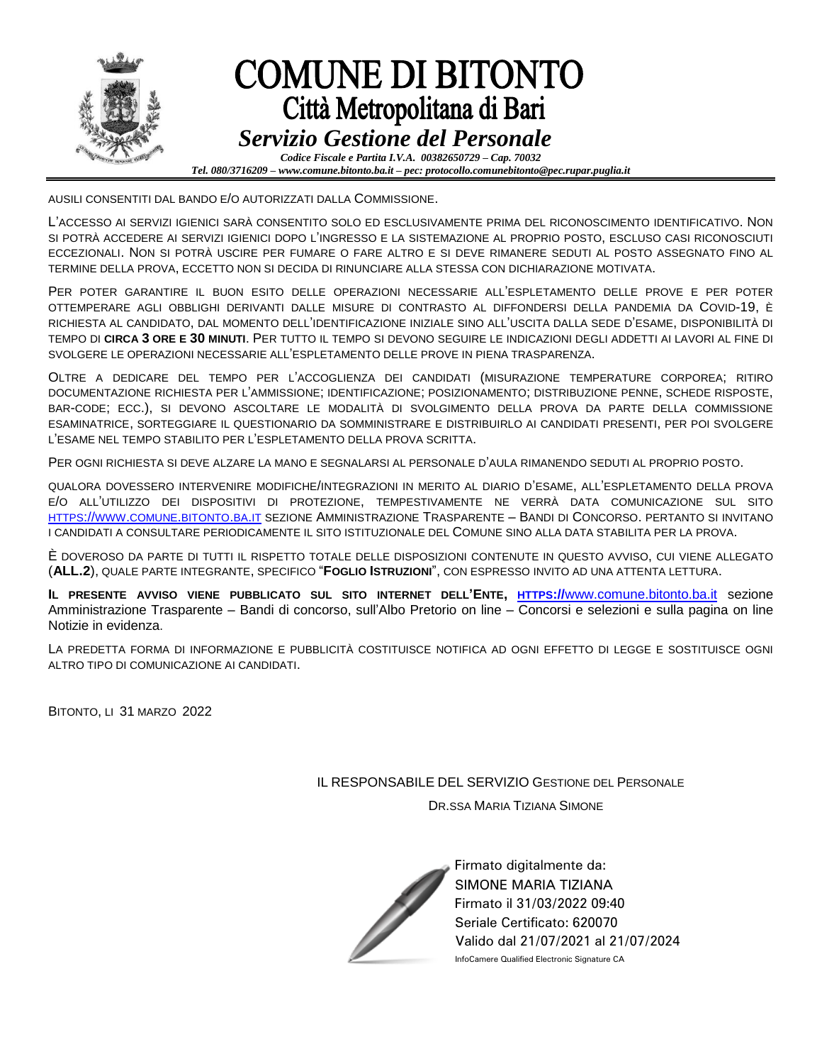# COMUNE DI BITONTO
## Città Metropolitana di Bari
### *Servizio Gestione del Personale*

*Codice Fiscale e Partita I.V.A. 00382650729 – Cap. 70032*
*Tel. 080/3716209 – www.comune.bitonto.ba.it – pec: protocollo.comunebitonto@pec.rupar.puglia.it*

AUSILI CONSENTITI DAL BANDO E/O AUTORIZZATI DALLA COMMISSIONE.

L'ACCESSO AI SERVIZI IGIENICI SARÀ CONSENTITO SOLO ED ESCLUSIVAMENTE PRIMA DEL RICONOSCIMENTO IDENTIFICATIVO. NON SI POTRÀ ACCEDERE AI SERVIZI IGIENICI DOPO L'INGRESSO E LA SISTEMAZIONE AL PROPRIO POSTO, ESCLUSO CASI RICONOSCIUTI ECCEZIONALI. NON SI POTRÀ USCIRE PER FUMARE O FARE ALTRO E SI DEVE RIMANERE SEDUTI AL POSTO ASSEGNATO FINO AL TERMINE DELLA PROVA, ECCETTO NON SI DECIDA DI RINUNCIARE ALLA STESSA CON DICHIARAZIONE MOTIVATA.

PER POTER GARANTIRE IL BUON ESITO DELLE OPERAZIONI NECESSARIE ALL'ESPLETAMENTO DELLE PROVE E PER POTER OTTEMPERARE AGLI OBBLIGHI DERIVANTI DALLE MISURE DI CONTRASTO AL DIFFONDERSI DELLA PANDEMIA DA COVID-19, È RICHIESTA AL CANDIDATO, DAL MOMENTO DELL'IDENTIFICAZIONE INIZIALE SINO ALL'USCITA DALLA SEDE D'ESAME, DISPONIBILITÀ DI TEMPO DI **CIRCA 3 ORE E 30 MINUTI**. PER TUTTO IL TEMPO SI DEVONO SEGUIRE LE INDICAZIONI DEGLI ADDETTI AI LAVORI AL FINE DI SVOLGERE LE OPERAZIONI NECESSARIE ALL'ESPLETAMENTO DELLE PROVE IN PIENA TRASPARENZA.

OLTRE A DEDICARE DEL TEMPO PER L'ACCOGLIENZA DEI CANDIDATI (MISURAZIONE TEMPERATURE CORPOREA; RITIRO DOCUMENTAZIONE RICHIESTA PER L'AMMISSIONE; IDENTIFICAZIONE; POSIZIONAMENTO; DISTRIBUZIONE PENNE, SCHEDE RISPOSTE, BAR-CODE; ECC.), SI DEVONO ASCOLTARE LE MODALITÀ DI SVOLGIMENTO DELLA PROVA DA PARTE DELLA COMMISSIONE ESAMINATRICE, SORTEGGIARE IL QUESTIONARIO DA SOMMINISTRARE E DISTRIBUIRLO AI CANDIDATI PRESENTI, PER POI SVOLGERE L'ESAME NEL TEMPO STABILITO PER L'ESPLETAMENTO DELLA PROVA SCRITTA.

PER OGNI RICHIESTA SI DEVE ALZARE LA MANO E SEGNALARSI AL PERSONALE D'AULA RIMANENDO SEDUTI AL PROPRIO POSTO.

QUALORA DOVESSERO INTERVENIRE MODIFICHE/INTEGRAZIONI IN MERITO AL DIARIO D'ESAME, ALL'ESPLETAMENTO DELLA PROVA E/O ALL'UTILIZZO DEI DISPOSITIVI DI PROTEZIONE, TEMPESTIVAMENTE NE VERRÀ DATA COMUNICAZIONE SUL SITO HTTPS://WWW.COMUNE.BITONTO.BA.IT SEZIONE AMMINISTRAZIONE TRASPARENTE – BANDI DI CONCORSO. PERTANTO SI INVITANO I CANDIDATI A CONSULTARE PERIODICAMENTE IL SITO ISTITUZIONALE DEL COMUNE SINO ALLA DATA STABILITA PER LA PROVA.

È DOVEROSO DA PARTE DI TUTTI IL RISPETTO TOTALE DELLE DISPOSIZIONI CONTENUTE IN QUESTO AVVISO, CUI VIENE ALLEGATO (**ALL.2**), QUALE PARTE INTEGRANTE, SPECIFICO "**FOGLIO ISTRUZIONI**", CON ESPRESSO INVITO AD UNA ATTENTA LETTURA.

**IL PRESENTE AVVISO VIENE PUBBLICATO SUL SITO INTERNET DELL'ENTE, HTTPS://**www.comune.bitonto.ba.it sezione Amministrazione Trasparente – Bandi di concorso, sull'Albo Pretorio on line – Concorsi e selezioni e sulla pagina on line Notizie in evidenza.

LA PREDETTA FORMA DI INFORMAZIONE E PUBBLICITÀ COSTITUISCE NOTIFICA AD OGNI EFFETTO DI LEGGE E SOSTITUISCE OGNI ALTRO TIPO DI COMUNICAZIONE AI CANDIDATI.

BITONTO, LI 31 MARZO 2022

IL RESPONSABILE DEL SERVIZIO GESTIONE DEL PERSONALE

DR.SSA MARIA TIZIANA SIMONE

Firmato digitalmente da:
SIMONE MARIA TIZIANA
Firmato il 31/03/2022 09:40
Seriale Certificato: 620070
Valido dal 21/07/2021 al 21/07/2024
InfoCamere Qualified Electronic Signature CA